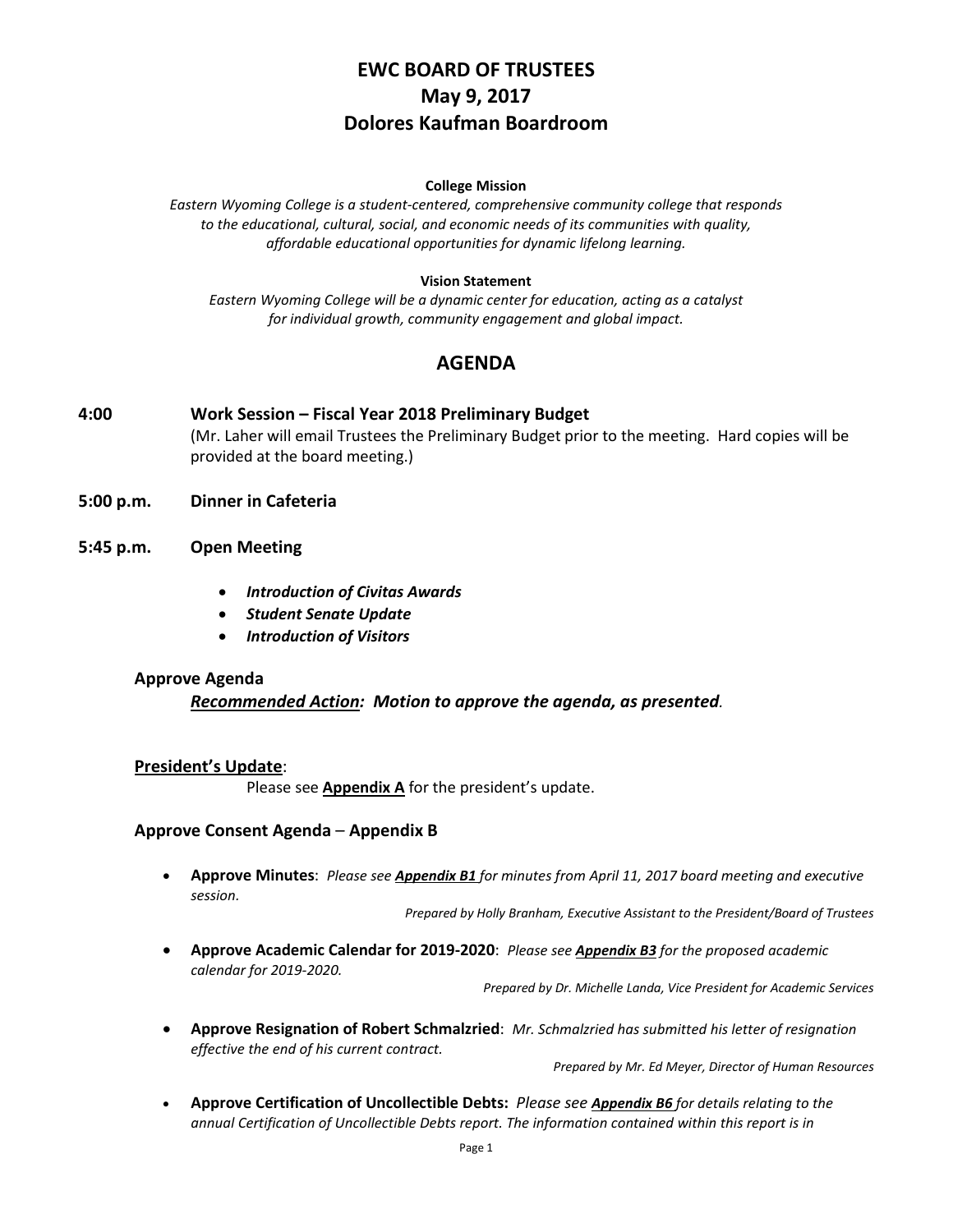# EWC BOARD OF TRUSTEES
# May 9, 2017
# Dolores Kaufman Boardroom

**College Mission**

*Eastern Wyoming College is a student-centered, comprehensive community college that responds to the educational, cultural, social, and economic needs of its communities with quality, affordable educational opportunities for dynamic lifelong learning.*

**Vision Statement**

*Eastern Wyoming College will be a dynamic center for education, acting as a catalyst for individual growth, community engagement and global impact.*

## AGENDA

**4:00 Work Session – Fiscal Year 2018 Preliminary Budget**

(Mr. Laher will email Trustees the Preliminary Budget prior to the meeting. Hard copies will be provided at the board meeting.)

**5:00 p.m. Dinner in Cafeteria**

**5:45 p.m. Open Meeting**

- ***Introduction of Civitas Awards***
- ***Student Senate Update***
- ***Introduction of Visitors***

### Approve Agenda

***Recommended Action:** **Motion to approve the agenda, as presented.***

**President's Update**:

Please see **Appendix A** for the president's update.

### Approve Consent Agenda – Appendix B

- **Approve Minutes**: *Please see **Appendix B1** for minutes from April 11, 2017 board meeting and executive session.*

  *Prepared by Holly Branham, Executive Assistant to the President/Board of Trustees*

- **Approve Academic Calendar for 2019-2020**: *Please see **Appendix B3** for the proposed academic calendar for 2019-2020.*

  *Prepared by Dr. Michelle Landa, Vice President for Academic Services*

- **Approve Resignation of Robert Schmalzried**: *Mr. Schmalzried has submitted his letter of resignation effective the end of his current contract.*

  *Prepared by Mr. Ed Meyer, Director of Human Resources*

- **Approve Certification of Uncollectible Debts:** *Please see **Appendix B6** for details relating to the annual Certification of Uncollectible Debts report. The information contained within this report is in*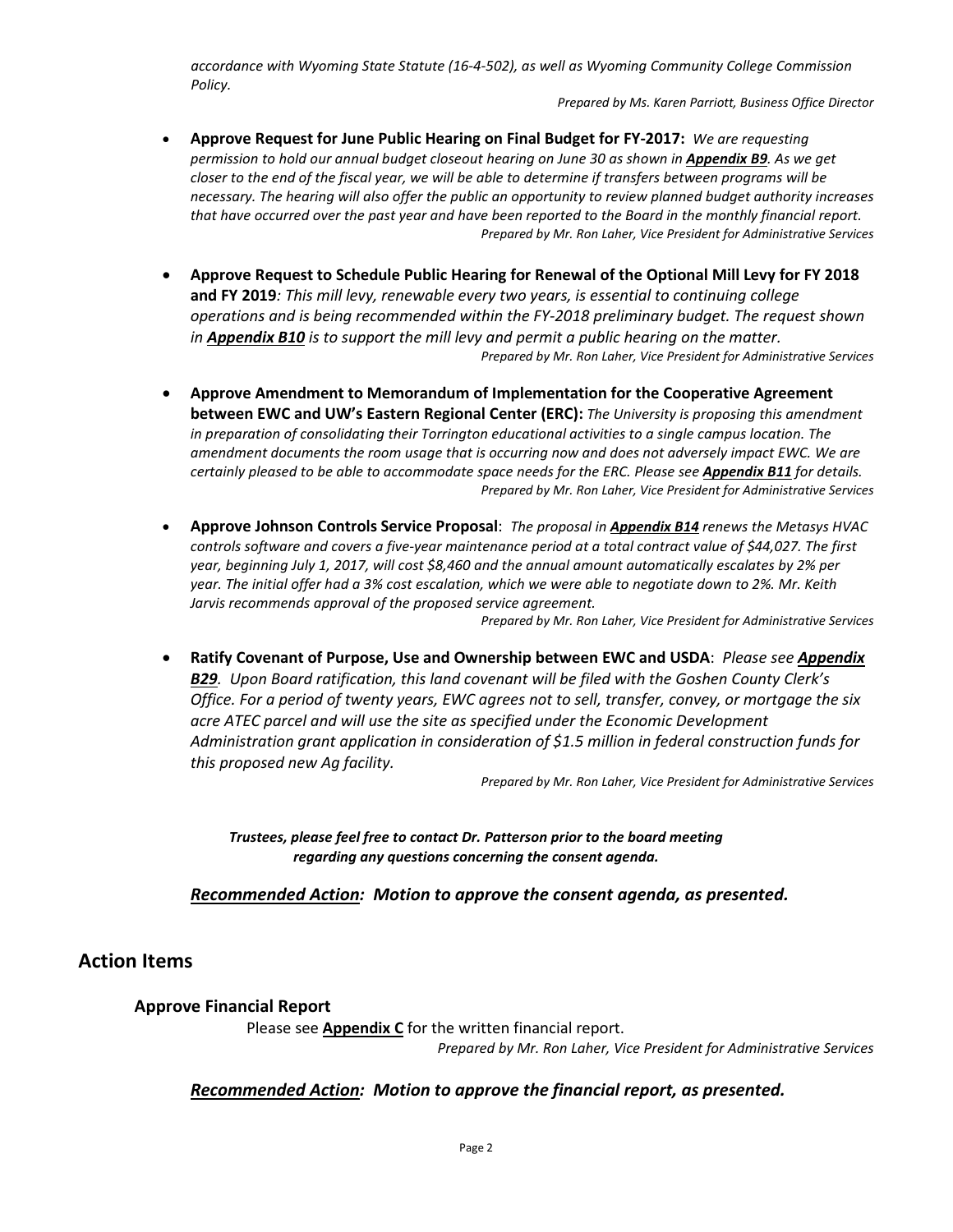*accordance with Wyoming State Statute (16-4-502), as well as Wyoming Community College Commission Policy.*

*Prepared by Ms. Karen Parriott, Business Office Director*

- **Approve Request for June Public Hearing on Final Budget for FY-2017:** *We are requesting permission to hold our annual budget closeout hearing on June 30 as shown in* ***Appendix B9****. As we get closer to the end of the fiscal year, we will be able to determine if transfers between programs will be necessary. The hearing will also offer the public an opportunity to review planned budget authority increases that have occurred over the past year and have been reported to the Board in the monthly financial report.*

  *Prepared by Mr. Ron Laher, Vice President for Administrative Services*

- **Approve Request to Schedule Public Hearing for Renewal of the Optional Mill Levy for FY 2018 and FY 2019***: This mill levy, renewable every two years, is essential to continuing college operations and is being recommended within the FY-2018 preliminary budget. The request shown in* ***Appendix B10*** *is to support the mill levy and permit a public hearing on the matter.*

  *Prepared by Mr. Ron Laher, Vice President for Administrative Services*

- **Approve Amendment to Memorandum of Implementation for the Cooperative Agreement between EWC and UW's Eastern Regional Center (ERC):** *The University is proposing this amendment in preparation of consolidating their Torrington educational activities to a single campus location. The amendment documents the room usage that is occurring now and does not adversely impact EWC. We are certainly pleased to be able to accommodate space needs for the ERC. Please see* ***Appendix B11*** *for details.*

  *Prepared by Mr. Ron Laher, Vice President for Administrative Services*

- **Approve Johnson Controls Service Proposal**: *The proposal in* ***Appendix B14*** *renews the Metasys HVAC controls software and covers a five-year maintenance period at a total contract value of $44,027. The first year, beginning July 1, 2017, will cost $8,460 and the annual amount automatically escalates by 2% per year. The initial offer had a 3% cost escalation, which we were able to negotiate down to 2%. Mr. Keith Jarvis recommends approval of the proposed service agreement.*

  *Prepared by Mr. Ron Laher, Vice President for Administrative Services*

- **Ratify Covenant of Purpose, Use and Ownership between EWC and USDA**: *Please see* ***Appendix B29****. Upon Board ratification, this land covenant will be filed with the Goshen County Clerk's Office. For a period of twenty years, EWC agrees not to sell, transfer, convey, or mortgage the six acre ATEC parcel and will use the site as specified under the Economic Development Administration grant application in consideration of $1.5 million in federal construction funds for this proposed new Ag facility.*

  *Prepared by Mr. Ron Laher, Vice President for Administrative Services*

***Trustees, please feel free to contact Dr. Patterson prior to the board meeting regarding any questions concerning the consent agenda.***

***Recommended Action: Motion to approve the consent agenda, as presented.***

## Action Items

### Approve Financial Report

Please see **Appendix C** for the written financial report.

*Prepared by Mr. Ron Laher, Vice President for Administrative Services*

***Recommended Action: Motion to approve the financial report, as presented.***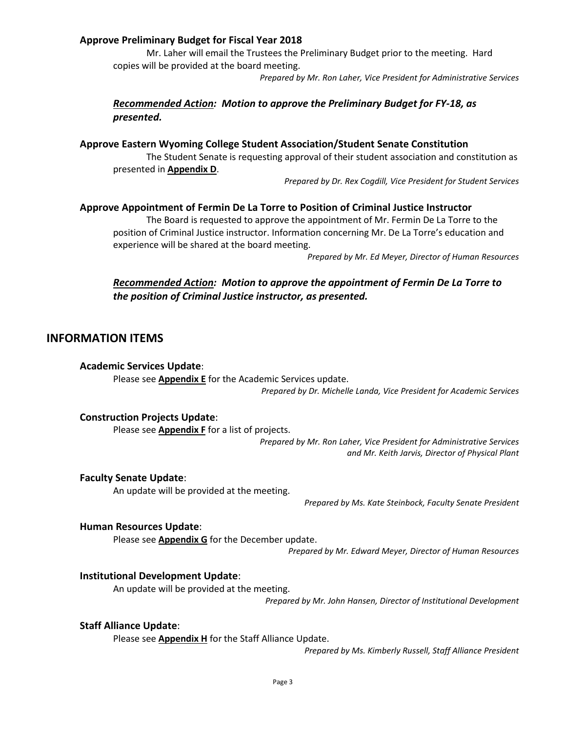### Approve Preliminary Budget for Fiscal Year 2018

Mr. Laher will email the Trustees the Preliminary Budget prior to the meeting. Hard copies will be provided at the board meeting.

*Prepared by Mr. Ron Laher, Vice President for Administrative Services*

***Recommended Action: Motion to approve the Preliminary Budget for FY-18, as presented.***

### Approve Eastern Wyoming College Student Association/Student Senate Constitution

The Student Senate is requesting approval of their student association and constitution as presented in **Appendix D**.

*Prepared by Dr. Rex Cogdill, Vice President for Student Services*

### Approve Appointment of Fermin De La Torre to Position of Criminal Justice Instructor

The Board is requested to approve the appointment of Mr. Fermin De La Torre to the position of Criminal Justice instructor. Information concerning Mr. De La Torre's education and experience will be shared at the board meeting.

*Prepared by Mr. Ed Meyer, Director of Human Resources*

***Recommended Action: Motion to approve the appointment of Fermin De La Torre to the position of Criminal Justice instructor, as presented.***

## INFORMATION ITEMS

### Academic Services Update:

Please see **Appendix E** for the Academic Services update.

*Prepared by Dr. Michelle Landa, Vice President for Academic Services*

### Construction Projects Update:

Please see **Appendix F** for a list of projects.

*Prepared by Mr. Ron Laher, Vice President for Administrative Services and Mr. Keith Jarvis, Director of Physical Plant*

### Faculty Senate Update:

An update will be provided at the meeting.

*Prepared by Ms. Kate Steinbock, Faculty Senate President*

### Human Resources Update:

Please see **Appendix G** for the December update.

*Prepared by Mr. Edward Meyer, Director of Human Resources*

### Institutional Development Update:

An update will be provided at the meeting.

*Prepared by Mr. John Hansen, Director of Institutional Development*

### Staff Alliance Update:

Please see **Appendix H** for the Staff Alliance Update.

*Prepared by Ms. Kimberly Russell, Staff Alliance President*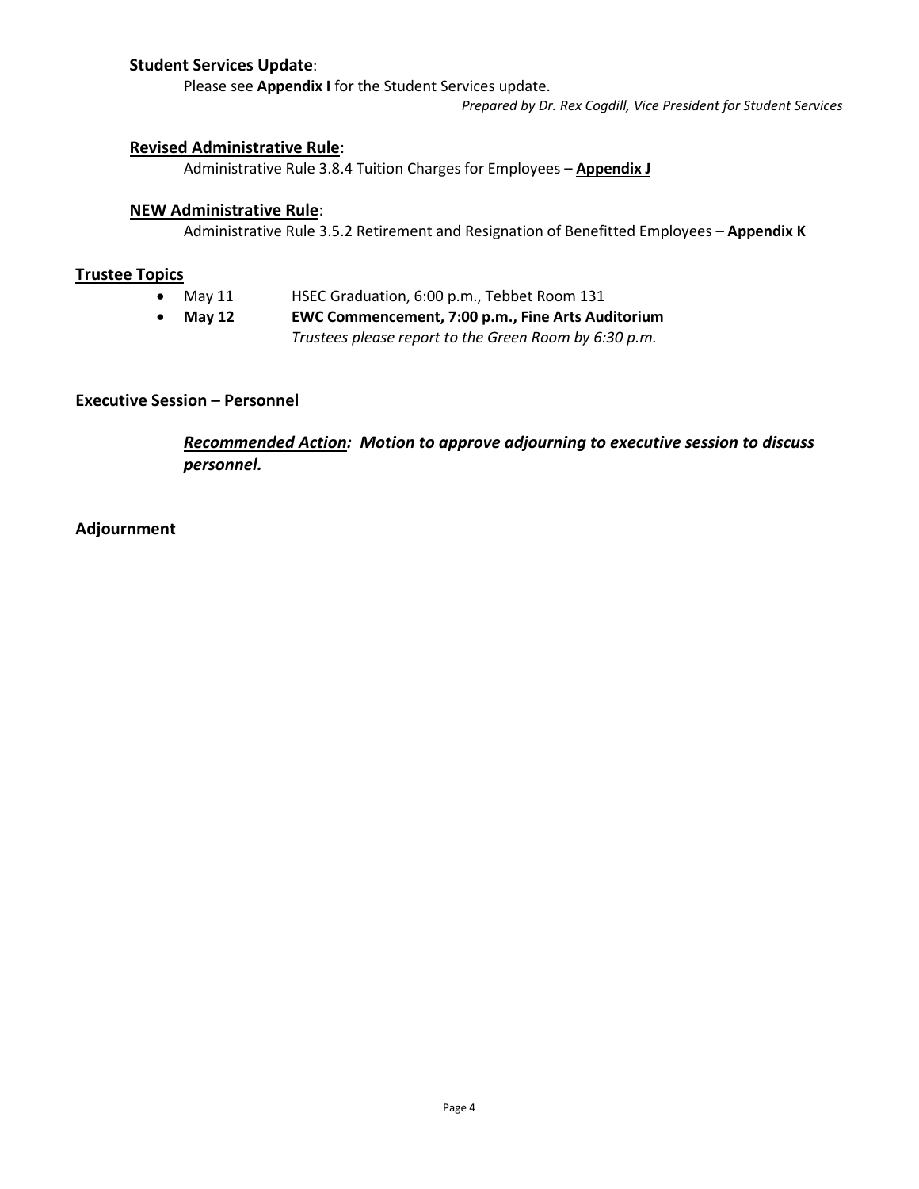**Student Services Update**:

Please see **Appendix I** for the Student Services update.

*Prepared by Dr. Rex Cogdill, Vice President for Student Services*

**Revised Administrative Rule**:

Administrative Rule 3.8.4 Tuition Charges for Employees – **Appendix J**

**NEW Administrative Rule**:

Administrative Rule 3.5.2 Retirement and Resignation of Benefitted Employees – **Appendix K**

## Trustee Topics

- May 11 HSEC Graduation, 6:00 p.m., Tebbet Room 131
- **May 12 EWC Commencement, 7:00 p.m., Fine Arts Auditorium**
  *Trustees please report to the Green Room by 6:30 p.m.*

## Executive Session – Personnel

***Recommended Action:* *Motion to approve adjourning to executive session to discuss personnel.***

## Adjournment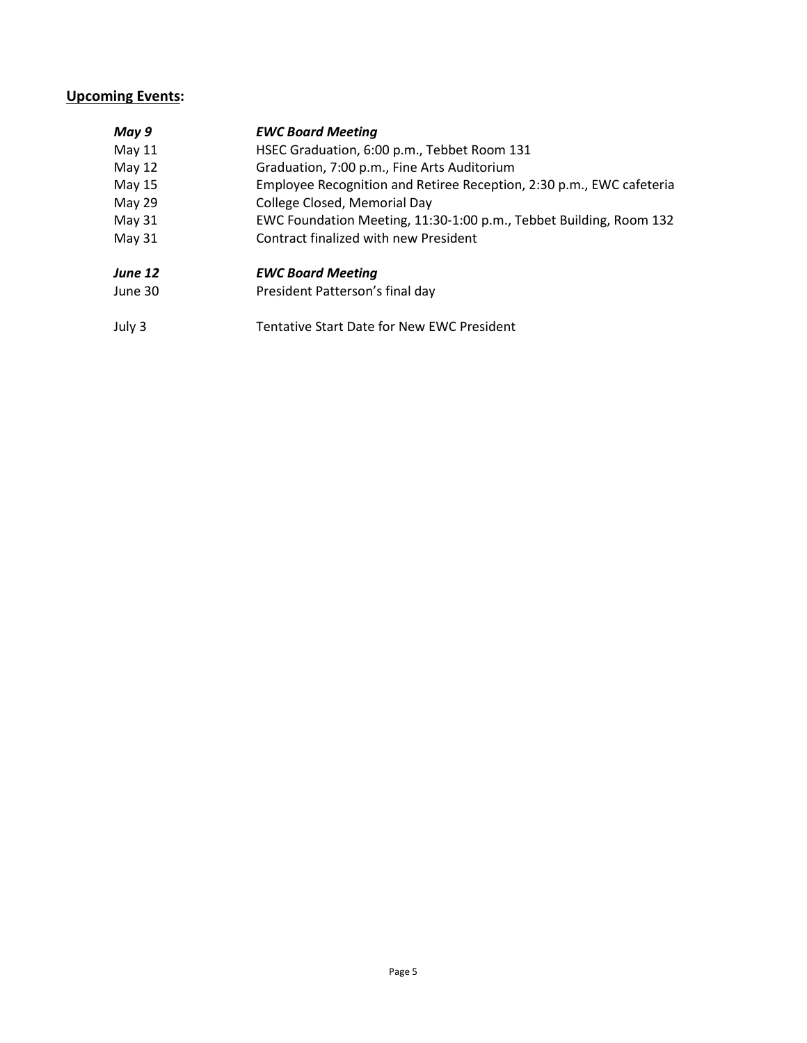**<u>Upcoming Events</u>:**

| | |
|---|---|
| ***May 9*** | ***EWC Board Meeting*** |
| May 11 | HSEC Graduation, 6:00 p.m., Tebbet Room 131 |
| May 12 | Graduation, 7:00 p.m., Fine Arts Auditorium |
| May 15 | Employee Recognition and Retiree Reception, 2:30 p.m., EWC cafeteria |
| May 29 | College Closed, Memorial Day |
| May 31 | EWC Foundation Meeting, 11:30-1:00 p.m., Tebbet Building, Room 132 |
| May 31 | Contract finalized with new President |
| ***June 12*** | ***EWC Board Meeting*** |
| June 30 | President Patterson's final day |
| July 3 | Tentative Start Date for New EWC President |